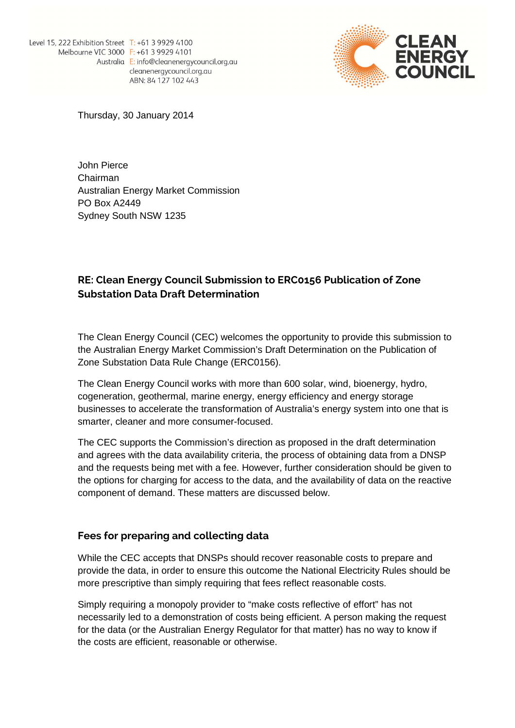Level 15, 222 Exhibition Street
Melbourne VIC 3000
Australia

T: +61 3 9929 4100
F: +61 3 9929 4101
E: info@cleanenergycouncil.org.au
cleanenergycouncil.org.au
ABN: 84 127 102 443

CLEAN ENERGY COUNCIL

Thursday, 30 January 2014

John Pierce
Chairman
Australian Energy Market Commission
PO Box A2449
Sydney South NSW 1235

**RE: Clean Energy Council Submission to ERC0156 Publication of Zone Substation Data Draft Determination**

The Clean Energy Council (CEC) welcomes the opportunity to provide this submission to the Australian Energy Market Commission's Draft Determination on the Publication of Zone Substation Data Rule Change (ERC0156).

The Clean Energy Council works with more than 600 solar, wind, bioenergy, hydro, cogeneration, geothermal, marine energy, energy efficiency and energy storage businesses to accelerate the transformation of Australia's energy system into one that is smarter, cleaner and more consumer-focused.

The CEC supports the Commission's direction as proposed in the draft determination and agrees with the data availability criteria, the process of obtaining data from a DNSP and the requests being met with a fee. However, further consideration should be given to the options for charging for access to the data, and the availability of data on the reactive component of demand. These matters are discussed below.

## Fees for preparing and collecting data

While the CEC accepts that DNSPs should recover reasonable costs to prepare and provide the data, in order to ensure this outcome the National Electricity Rules should be more prescriptive than simply requiring that fees reflect reasonable costs.

Simply requiring a monopoly provider to "make costs reflective of effort" has not necessarily led to a demonstration of costs being efficient. A person making the request for the data (or the Australian Energy Regulator for that matter) has no way to know if the costs are efficient, reasonable or otherwise.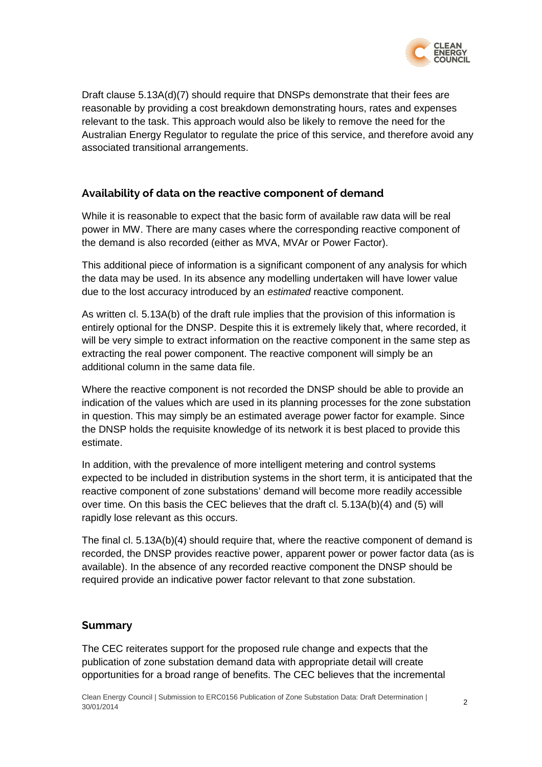Draft clause 5.13A(d)(7) should require that DNSPs demonstrate that their fees are reasonable by providing a cost breakdown demonstrating hours, rates and expenses relevant to the task. This approach would also be likely to remove the need for the Australian Energy Regulator to regulate the price of this service, and therefore avoid any associated transitional arrangements.

## Availability of data on the reactive component of demand

While it is reasonable to expect that the basic form of available raw data will be real power in MW. There are many cases where the corresponding reactive component of the demand is also recorded (either as MVA, MVAr or Power Factor).

This additional piece of information is a significant component of any analysis for which the data may be used. In its absence any modelling undertaken will have lower value due to the lost accuracy introduced by an *estimated* reactive component.

As written cl. 5.13A(b) of the draft rule implies that the provision of this information is entirely optional for the DNSP. Despite this it is extremely likely that, where recorded, it will be very simple to extract information on the reactive component in the same step as extracting the real power component. The reactive component will simply be an additional column in the same data file.

Where the reactive component is not recorded the DNSP should be able to provide an indication of the values which are used in its planning processes for the zone substation in question. This may simply be an estimated average power factor for example. Since the DNSP holds the requisite knowledge of its network it is best placed to provide this estimate.

In addition, with the prevalence of more intelligent metering and control systems expected to be included in distribution systems in the short term, it is anticipated that the reactive component of zone substations' demand will become more readily accessible over time. On this basis the CEC believes that the draft cl. 5.13A(b)(4) and (5) will rapidly lose relevant as this occurs.

The final cl. 5.13A(b)(4) should require that, where the reactive component of demand is recorded, the DNSP provides reactive power, apparent power or power factor data (as is available). In the absence of any recorded reactive component the DNSP should be required provide an indicative power factor relevant to that zone substation.

## Summary

The CEC reiterates support for the proposed rule change and expects that the publication of zone substation demand data with appropriate detail will create opportunities for a broad range of benefits. The CEC believes that the incremental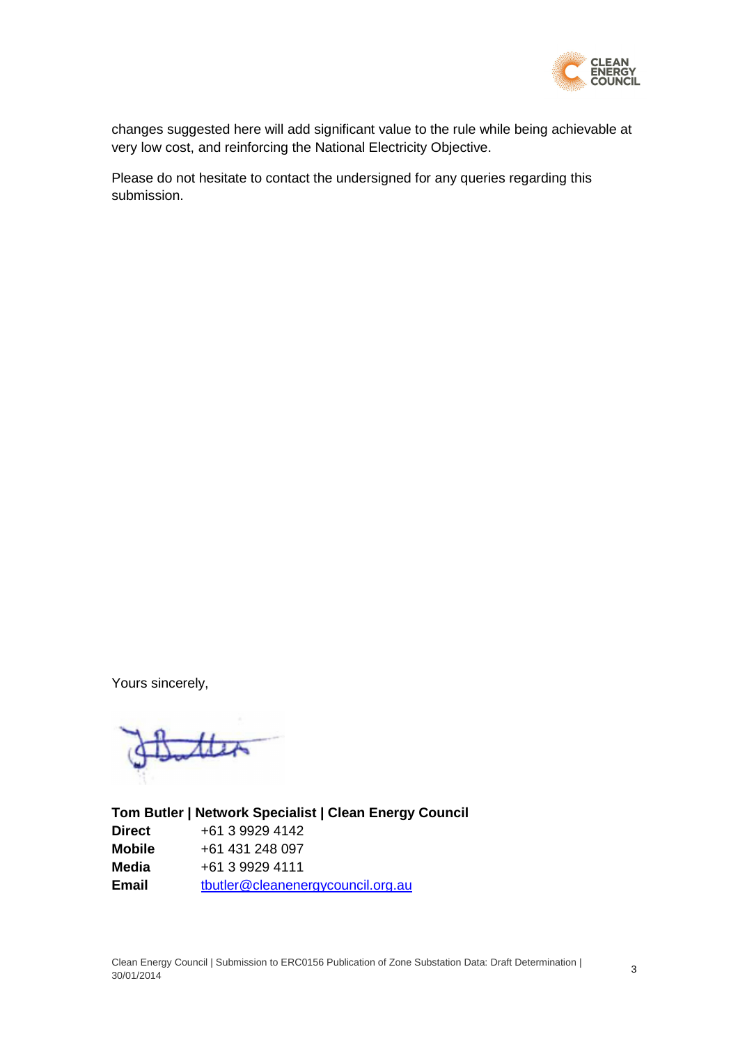changes suggested here will add significant value to the rule while being achievable at very low cost, and reinforcing the National Electricity Objective.

Please do not hesitate to contact the undersigned for any queries regarding this submission.

Yours sincerely,

**Tom Butler | Network Specialist | Clean Energy Council**

| | |
|---|---|
| **Direct** | +61 3 9929 4142 |
| **Mobile** | +61 431 248 097 |
| **Media** | +61 3 9929 4111 |
| **Email** | tbutler@cleanenergycouncil.org.au |